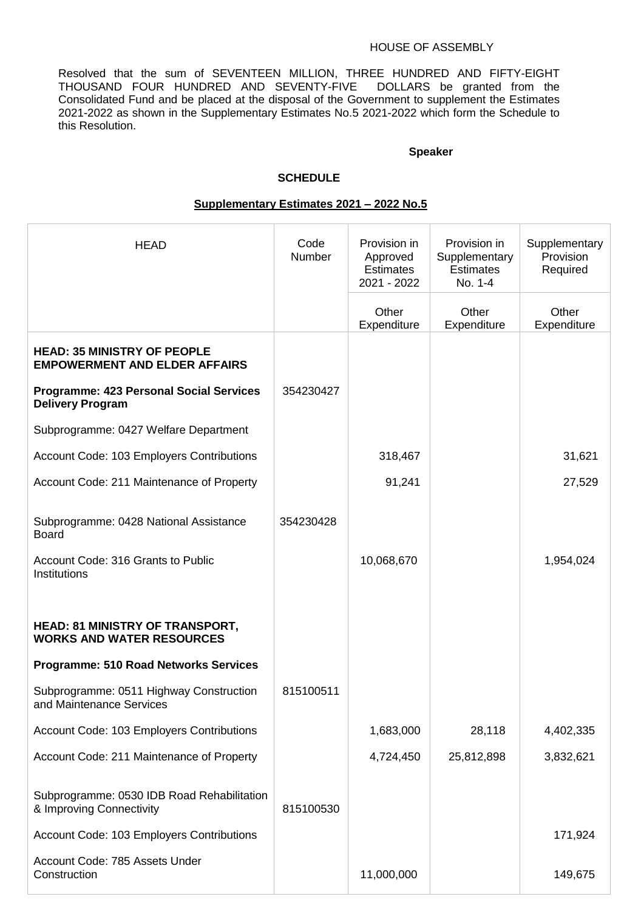HOUSE OF ASSEMBLY

Resolved that the sum of SEVENTEEN MILLION, THREE HUNDRED AND FIFTY-EIGHT THOUSAND FOUR HUNDRED AND SEVENTY-FIVE DOLLARS be granted from the Consolidated Fund and be placed at the disposal of the Government to supplement the Estimates 2021-2022 as shown in the Supplementary Estimates No.5 2021-2022 which form the Schedule to this Resolution.

**Speaker**

**SCHEDULE**

**Supplementary Estimates 2021 – 2022 No.5**

| HEAD | Code Number | Provision in Approved Estimates 2021 - 2022 | Provision in Supplementary Estimates No. 1-4 | Supplementary Provision Required |
|---|---|---|---|---|
| | | Other Expenditure | Other Expenditure | Other Expenditure |
| **HEAD: 35 MINISTRY OF PEOPLE EMPOWERMENT AND ELDER AFFAIRS** | | | | |
| **Programme: 423 Personal Social Services Delivery Program** | 354230427 | | | |
| Subprogramme: 0427 Welfare Department | | | | |
| Account Code: 103 Employers Contributions | | 318,467 | | 31,621 |
| Account Code: 211 Maintenance of Property | | 91,241 | | 27,529 |
| Subprogramme: 0428 National Assistance Board | 354230428 | | | |
| Account Code: 316 Grants to Public Institutions | | 10,068,670 | | 1,954,024 |
| **HEAD: 81 MINISTRY OF TRANSPORT, WORKS AND WATER RESOURCES** | | | | |
| **Programme: 510 Road Networks Services** | | | | |
| Subprogramme: 0511 Highway Construction and Maintenance Services | 815100511 | | | |
| Account Code: 103 Employers Contributions | | 1,683,000 | 28,118 | 4,402,335 |
| Account Code: 211 Maintenance of Property | | 4,724,450 | 25,812,898 | 3,832,621 |
| Subprogramme: 0530 IDB Road Rehabilitation & Improving Connectivity | 815100530 | | | |
| Account Code: 103 Employers Contributions | | | | 171,924 |
| Account Code: 785 Assets Under Construction | | 11,000,000 | | 149,675 |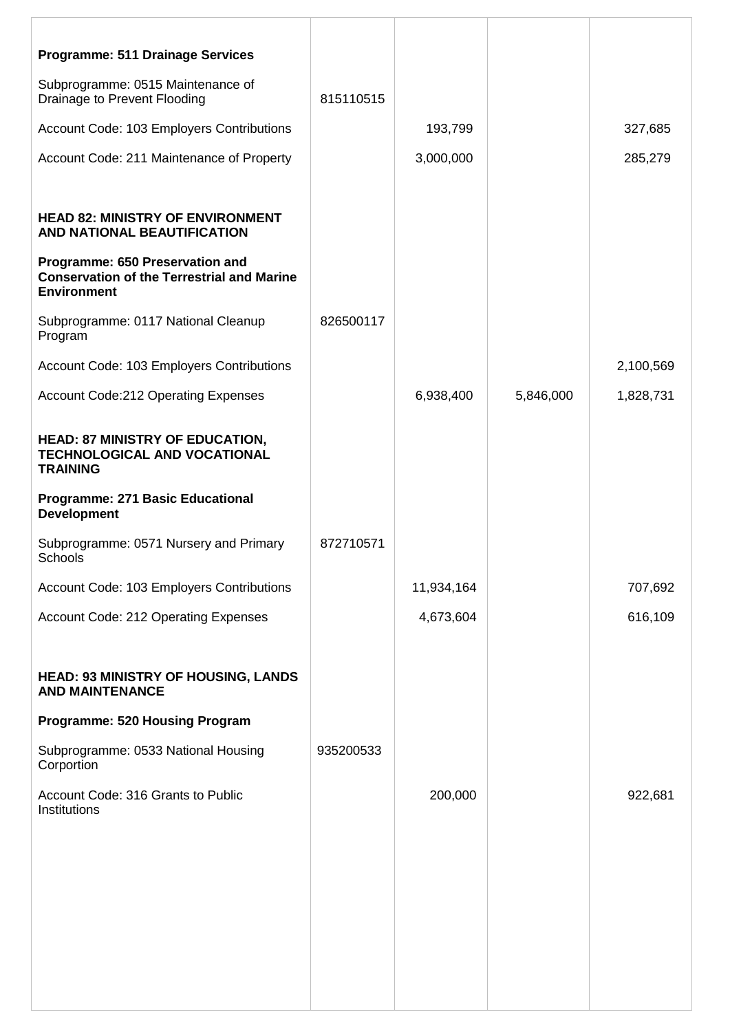| | | | | |
|---|---|---|---|---|
| **Programme: 511 Drainage Services** | | | | |
| Subprogramme: 0515 Maintenance of Drainage to Prevent Flooding | 815110515 | | | |
| Account Code: 103 Employers Contributions | | 193,799 | | 327,685 |
| Account Code: 211 Maintenance of Property | | 3,000,000 | | 285,279 |
| | | | | |
| **HEAD 82: MINISTRY OF ENVIRONMENT AND NATIONAL BEAUTIFICATION** | | | | |
| **Programme: 650 Preservation and Conservation of the Terrestrial and Marine Environment** | | | | |
| Subprogramme: 0117 National Cleanup Program | 826500117 | | | |
| Account Code: 103 Employers Contributions | | | | 2,100,569 |
| Account Code:212 Operating Expenses | | 6,938,400 | 5,846,000 | 1,828,731 |
| **HEAD: 87 MINISTRY OF EDUCATION, TECHNOLOGICAL AND VOCATIONAL TRAINING** | | | | |
| **Programme: 271 Basic Educational Development** | | | | |
| Subprogramme: 0571 Nursery and Primary Schools | 872710571 | | | |
| Account Code: 103 Employers Contributions | | 11,934,164 | | 707,692 |
| Account Code: 212 Operating Expenses | | 4,673,604 | | 616,109 |
| | | | | |
| **HEAD: 93 MINISTRY OF HOUSING, LANDS AND MAINTENANCE** | | | | |
| **Programme: 520 Housing Program** | | | | |
| Subprogramme: 0533 National Housing Corportion | 935200533 | | | |
| Account Code: 316 Grants to Public Institutions | | 200,000 | | 922,681 |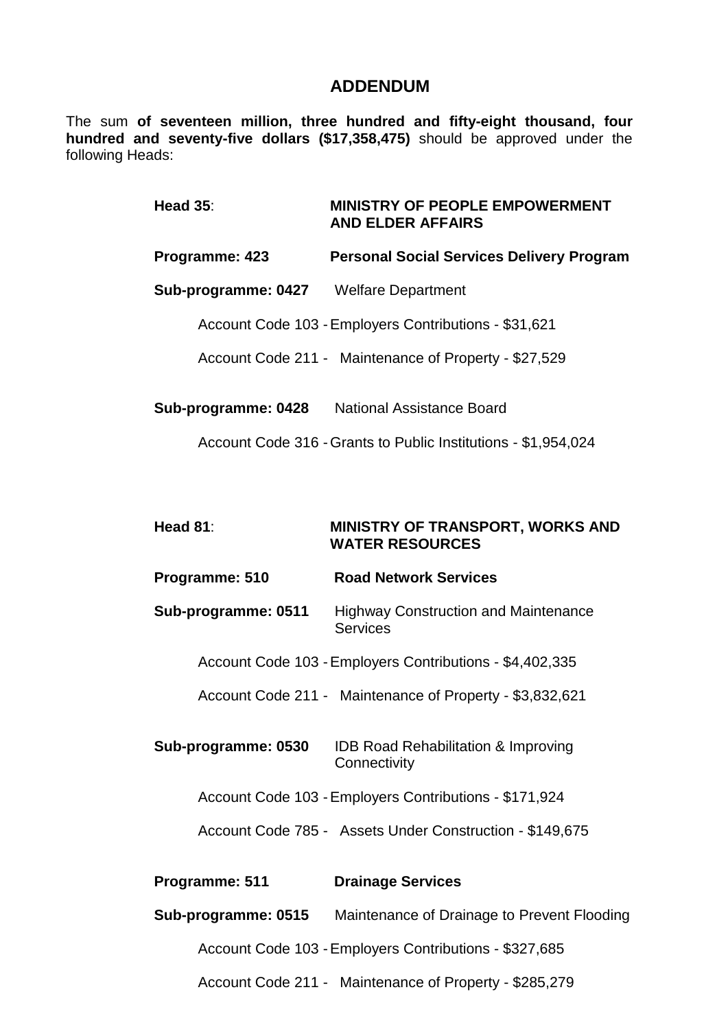## ADDENDUM

The sum **of seventeen million, three hundred and fifty-eight thousand, four hundred and seventy-five dollars ($17,358,475)** should be approved under the following Heads:

**Head 35**: **MINISTRY OF PEOPLE EMPOWERMENT AND ELDER AFFAIRS**

**Programme: 423** **Personal Social Services Delivery Program**

**Sub-programme: 0427** Welfare Department

Account Code 103 - Employers Contributions - $31,621

Account Code 211 - Maintenance of Property - $27,529

**Sub-programme: 0428** National Assistance Board

Account Code 316 - Grants to Public Institutions - $1,954,024

**Head 81**: **MINISTRY OF TRANSPORT, WORKS AND WATER RESOURCES**

**Programme: 510** **Road Network Services**

**Sub-programme: 0511** Highway Construction and Maintenance Services

Account Code 103 - Employers Contributions - $4,402,335

Account Code 211 - Maintenance of Property - $3,832,621

**Sub-programme: 0530** IDB Road Rehabilitation & Improving Connectivity

Account Code 103 - Employers Contributions - $171,924

Account Code 785 - Assets Under Construction - $149,675

**Programme: 511** **Drainage Services**

**Sub-programme: 0515** Maintenance of Drainage to Prevent Flooding

Account Code 103 - Employers Contributions - $327,685

Account Code 211 - Maintenance of Property - $285,279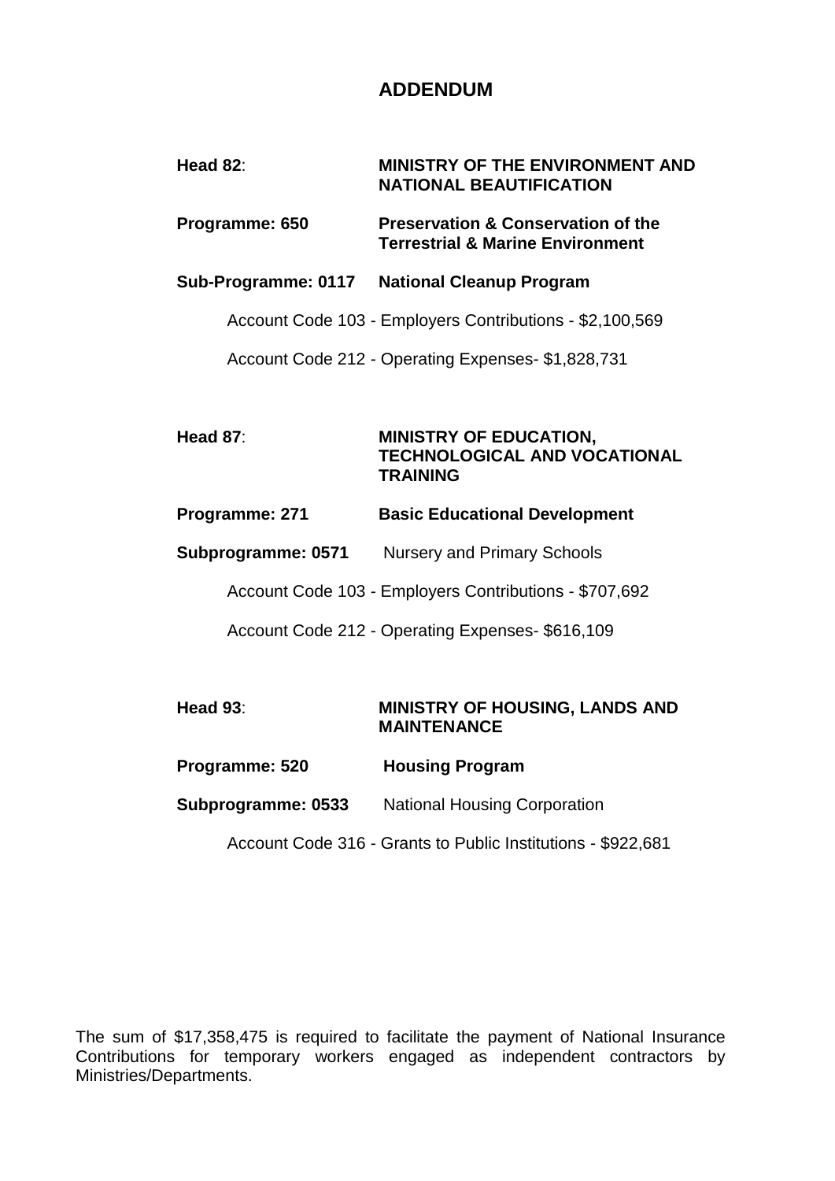# ADDENDUM

**Head 82**: **MINISTRY OF THE ENVIRONMENT AND NATIONAL BEAUTIFICATION**

**Programme: 650** **Preservation & Conservation of the Terrestrial & Marine Environment**

**Sub-Programme: 0117** **National Cleanup Program**

Account Code 103 - Employers Contributions - $2,100,569

Account Code 212 - Operating Expenses- $1,828,731

**Head 87**: **MINISTRY OF EDUCATION, TECHNOLOGICAL AND VOCATIONAL TRAINING**

**Programme: 271** **Basic Educational Development**

**Subprogramme: 0571** Nursery and Primary Schools

Account Code 103 - Employers Contributions - $707,692

Account Code 212 - Operating Expenses- $616,109

**Head 93**: **MINISTRY OF HOUSING, LANDS AND MAINTENANCE**

**Programme: 520** **Housing Program**

**Subprogramme: 0533** National Housing Corporation

Account Code 316 - Grants to Public Institutions - $922,681

The sum of $17,358,475 is required to facilitate the payment of National Insurance Contributions for temporary workers engaged as independent contractors by Ministries/Departments.